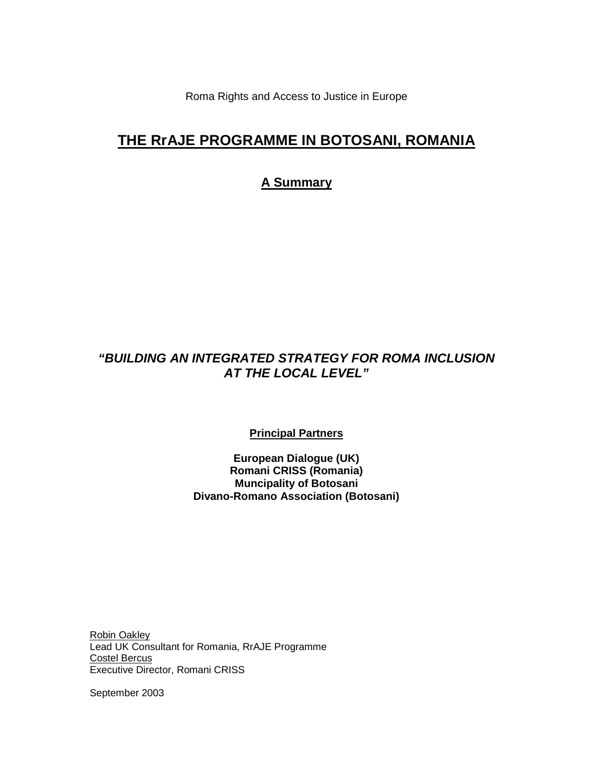Roma Rights and Access to Justice in Europe

# THE RrAJE PROGRAMME IN BOTOSANI, ROMANIA

## A Summary

***"BUILDING AN INTEGRATED STRATEGY FOR ROMA INCLUSION AT THE LOCAL LEVEL"***

**Principal Partners**

**European Dialogue (UK)**
**Romani CRISS (Romania)**
**Muncipality of Botosani**
**Divano-Romano Association (Botosani)**

Robin Oakley
Lead UK Consultant for Romania, RrAJE Programme
Costel Bercus
Executive Director, Romani CRISS

September 2003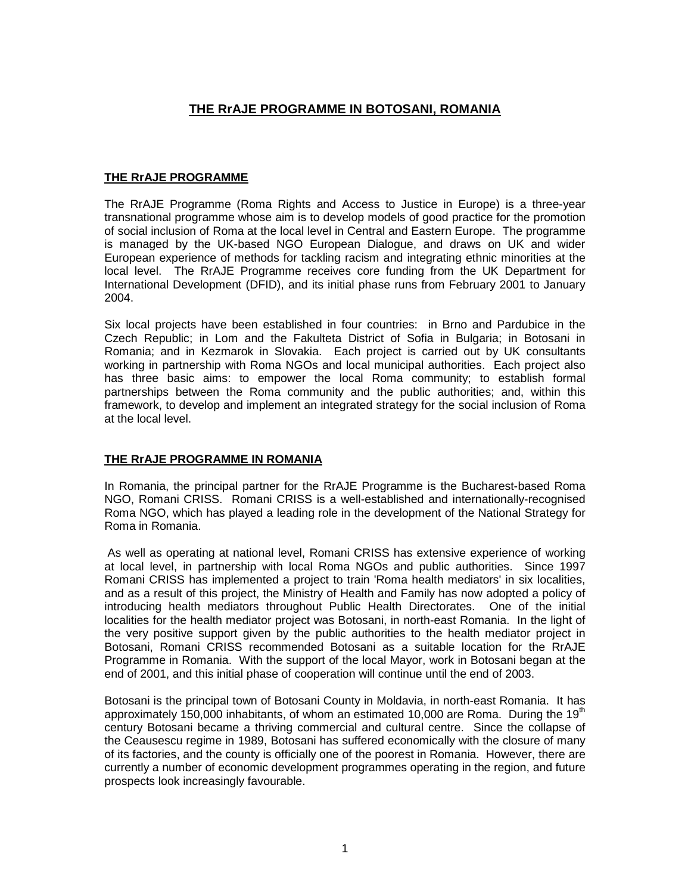# THE RrAJE PROGRAMME IN BOTOSANI, ROMANIA

## THE RrAJE PROGRAMME

The RrAJE Programme (Roma Rights and Access to Justice in Europe) is a three-year transnational programme whose aim is to develop models of good practice for the promotion of social inclusion of Roma at the local level in Central and Eastern Europe. The programme is managed by the UK-based NGO European Dialogue, and draws on UK and wider European experience of methods for tackling racism and integrating ethnic minorities at the local level. The RrAJE Programme receives core funding from the UK Department for International Development (DFID), and its initial phase runs from February 2001 to January 2004.

Six local projects have been established in four countries: in Brno and Pardubice in the Czech Republic; in Lom and the Fakulteta District of Sofia in Bulgaria; in Botosani in Romania; and in Kezmarok in Slovakia. Each project is carried out by UK consultants working in partnership with Roma NGOs and local municipal authorities. Each project also has three basic aims: to empower the local Roma community; to establish formal partnerships between the Roma community and the public authorities; and, within this framework, to develop and implement an integrated strategy for the social inclusion of Roma at the local level.

## THE RrAJE PROGRAMME IN ROMANIA

In Romania, the principal partner for the RrAJE Programme is the Bucharest-based Roma NGO, Romani CRISS. Romani CRISS is a well-established and internationally-recognised Roma NGO, which has played a leading role in the development of the National Strategy for Roma in Romania.

As well as operating at national level, Romani CRISS has extensive experience of working at local level, in partnership with local Roma NGOs and public authorities. Since 1997 Romani CRISS has implemented a project to train 'Roma health mediators' in six localities, and as a result of this project, the Ministry of Health and Family has now adopted a policy of introducing health mediators throughout Public Health Directorates. One of the initial localities for the health mediator project was Botosani, in north-east Romania. In the light of the very positive support given by the public authorities to the health mediator project in Botosani, Romani CRISS recommended Botosani as a suitable location for the RrAJE Programme in Romania. With the support of the local Mayor, work in Botosani began at the end of 2001, and this initial phase of cooperation will continue until the end of 2003.

Botosani is the principal town of Botosani County in Moldavia, in north-east Romania. It has approximately 150,000 inhabitants, of whom an estimated 10,000 are Roma. During the 19th century Botosani became a thriving commercial and cultural centre. Since the collapse of the Ceausescu regime in 1989, Botosani has suffered economically with the closure of many of its factories, and the county is officially one of the poorest in Romania. However, there are currently a number of economic development programmes operating in the region, and future prospects look increasingly favourable.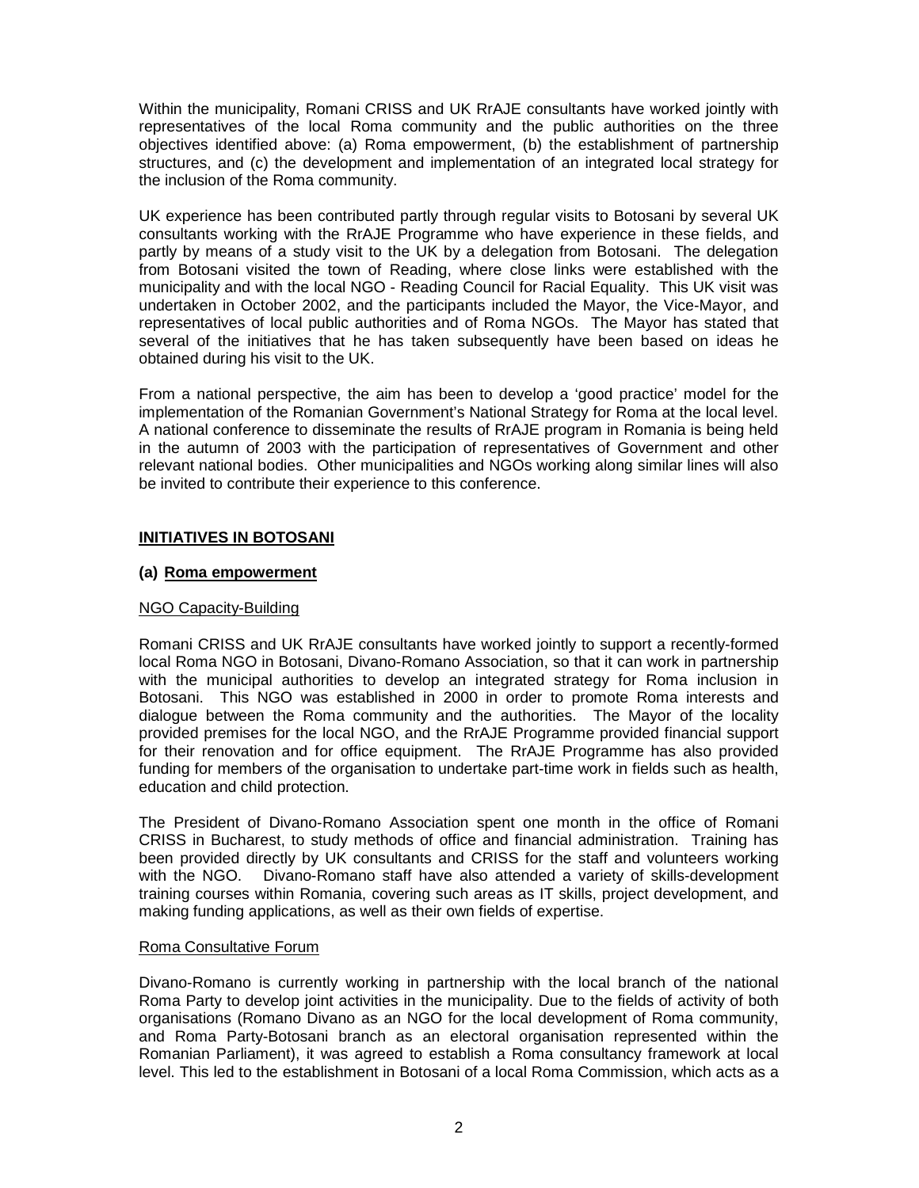Within the municipality, Romani CRISS and UK RrAJE consultants have worked jointly with representatives of the local Roma community and the public authorities on the three objectives identified above: (a) Roma empowerment, (b) the establishment of partnership structures, and (c) the development and implementation of an integrated local strategy for the inclusion of the Roma community.

UK experience has been contributed partly through regular visits to Botosani by several UK consultants working with the RrAJE Programme who have experience in these fields, and partly by means of a study visit to the UK by a delegation from Botosani. The delegation from Botosani visited the town of Reading, where close links were established with the municipality and with the local NGO - Reading Council for Racial Equality. This UK visit was undertaken in October 2002, and the participants included the Mayor, the Vice-Mayor, and representatives of local public authorities and of Roma NGOs. The Mayor has stated that several of the initiatives that he has taken subsequently have been based on ideas he obtained during his visit to the UK.

From a national perspective, the aim has been to develop a 'good practice' model for the implementation of the Romanian Government's National Strategy for Roma at the local level. A national conference to disseminate the results of RrAJE program in Romania is being held in the autumn of 2003 with the participation of representatives of Government and other relevant national bodies. Other municipalities and NGOs working along similar lines will also be invited to contribute their experience to this conference.

## INITIATIVES IN BOTOSANI

### (a) Roma empowerment

#### NGO Capacity-Building

Romani CRISS and UK RrAJE consultants have worked jointly to support a recently-formed local Roma NGO in Botosani, Divano-Romano Association, so that it can work in partnership with the municipal authorities to develop an integrated strategy for Roma inclusion in Botosani. This NGO was established in 2000 in order to promote Roma interests and dialogue between the Roma community and the authorities. The Mayor of the locality provided premises for the local NGO, and the RrAJE Programme provided financial support for their renovation and for office equipment. The RrAJE Programme has also provided funding for members of the organisation to undertake part-time work in fields such as health, education and child protection.

The President of Divano-Romano Association spent one month in the office of Romani CRISS in Bucharest, to study methods of office and financial administration. Training has been provided directly by UK consultants and CRISS for the staff and volunteers working with the NGO. Divano-Romano staff have also attended a variety of skills-development training courses within Romania, covering such areas as IT skills, project development, and making funding applications, as well as their own fields of expertise.

#### Roma Consultative Forum

Divano-Romano is currently working in partnership with the local branch of the national Roma Party to develop joint activities in the municipality. Due to the fields of activity of both organisations (Romano Divano as an NGO for the local development of Roma community, and Roma Party-Botosani branch as an electoral organisation represented within the Romanian Parliament), it was agreed to establish a Roma consultancy framework at local level. This led to the establishment in Botosani of a local Roma Commission, which acts as a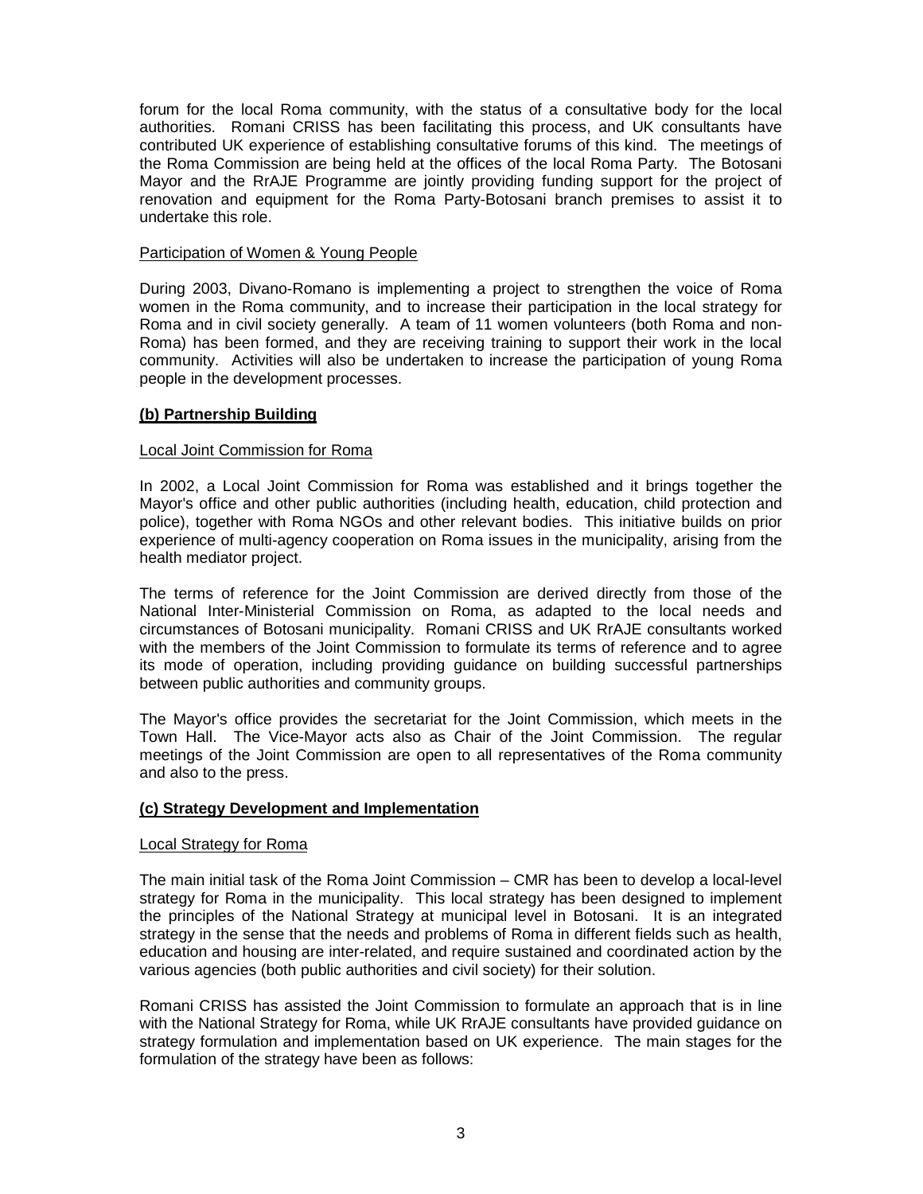forum for the local Roma community, with the status of a consultative body for the local authorities. Romani CRISS has been facilitating this process, and UK consultants have contributed UK experience of establishing consultative forums of this kind. The meetings of the Roma Commission are being held at the offices of the local Roma Party. The Botosani Mayor and the RrAJE Programme are jointly providing funding support for the project of renovation and equipment for the Roma Party-Botosani branch premises to assist it to undertake this role.

Participation of Women & Young People

During 2003, Divano-Romano is implementing a project to strengthen the voice of Roma women in the Roma community, and to increase their participation in the local strategy for Roma and in civil society generally. A team of 11 women volunteers (both Roma and non-Roma) has been formed, and they are receiving training to support their work in the local community. Activities will also be undertaken to increase the participation of young Roma people in the development processes.

**(b) Partnership Building**

Local Joint Commission for Roma

In 2002, a Local Joint Commission for Roma was established and it brings together the Mayor's office and other public authorities (including health, education, child protection and police), together with Roma NGOs and other relevant bodies. This initiative builds on prior experience of multi-agency cooperation on Roma issues in the municipality, arising from the health mediator project.

The terms of reference for the Joint Commission are derived directly from those of the National Inter-Ministerial Commission on Roma, as adapted to the local needs and circumstances of Botosani municipality. Romani CRISS and UK RrAJE consultants worked with the members of the Joint Commission to formulate its terms of reference and to agree its mode of operation, including providing guidance on building successful partnerships between public authorities and community groups.

The Mayor's office provides the secretariat for the Joint Commission, which meets in the Town Hall. The Vice-Mayor acts also as Chair of the Joint Commission. The regular meetings of the Joint Commission are open to all representatives of the Roma community and also to the press.

**(c) Strategy Development and Implementation**

Local Strategy for Roma

The main initial task of the Roma Joint Commission – CMR has been to develop a local-level strategy for Roma in the municipality. This local strategy has been designed to implement the principles of the National Strategy at municipal level in Botosani. It is an integrated strategy in the sense that the needs and problems of Roma in different fields such as health, education and housing are inter-related, and require sustained and coordinated action by the various agencies (both public authorities and civil society) for their solution.

Romani CRISS has assisted the Joint Commission to formulate an approach that is in line with the National Strategy for Roma, while UK RrAJE consultants have provided guidance on strategy formulation and implementation based on UK experience. The main stages for the formulation of the strategy have been as follows: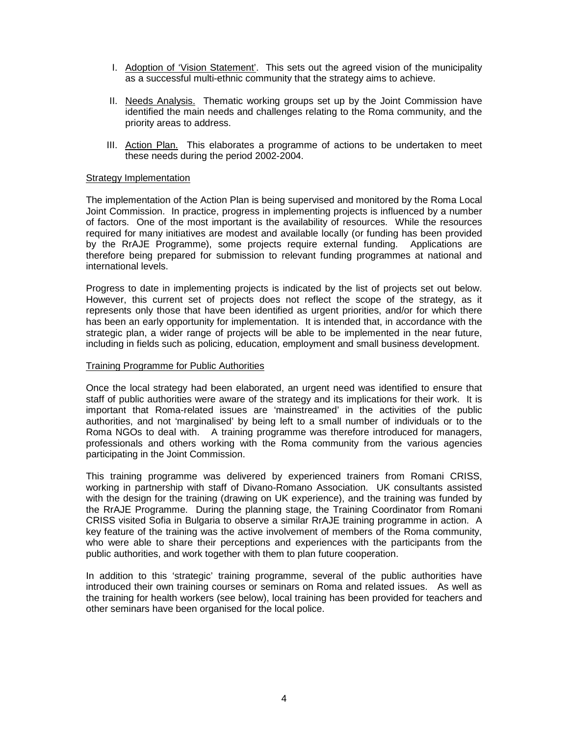I. <u>Adoption of 'Vision Statement'</u>. This sets out the agreed vision of the municipality as a successful multi-ethnic community that the strategy aims to achieve.

II. <u>Needs Analysis.</u> Thematic working groups set up by the Joint Commission have identified the main needs and challenges relating to the Roma community, and the priority areas to address.

III. <u>Action Plan.</u> This elaborates a programme of actions to be undertaken to meet these needs during the period 2002-2004.

<u>Strategy Implementation</u>

The implementation of the Action Plan is being supervised and monitored by the Roma Local Joint Commission. In practice, progress in implementing projects is influenced by a number of factors. One of the most important is the availability of resources. While the resources required for many initiatives are modest and available locally (or funding has been provided by the RrAJE Programme), some projects require external funding. Applications are therefore being prepared for submission to relevant funding programmes at national and international levels.

Progress to date in implementing projects is indicated by the list of projects set out below. However, this current set of projects does not reflect the scope of the strategy, as it represents only those that have been identified as urgent priorities, and/or for which there has been an early opportunity for implementation. It is intended that, in accordance with the strategic plan, a wider range of projects will be able to be implemented in the near future, including in fields such as policing, education, employment and small business development.

<u>Training Programme for Public Authorities</u>

Once the local strategy had been elaborated, an urgent need was identified to ensure that staff of public authorities were aware of the strategy and its implications for their work. It is important that Roma-related issues are 'mainstreamed' in the activities of the public authorities, and not 'marginalised' by being left to a small number of individuals or to the Roma NGOs to deal with. A training programme was therefore introduced for managers, professionals and others working with the Roma community from the various agencies participating in the Joint Commission.

This training programme was delivered by experienced trainers from Romani CRISS, working in partnership with staff of Divano-Romano Association. UK consultants assisted with the design for the training (drawing on UK experience), and the training was funded by the RrAJE Programme. During the planning stage, the Training Coordinator from Romani CRISS visited Sofia in Bulgaria to observe a similar RrAJE training programme in action. A key feature of the training was the active involvement of members of the Roma community, who were able to share their perceptions and experiences with the participants from the public authorities, and work together with them to plan future cooperation.

In addition to this 'strategic' training programme, several of the public authorities have introduced their own training courses or seminars on Roma and related issues. As well as the training for health workers (see below), local training has been provided for teachers and other seminars have been organised for the local police.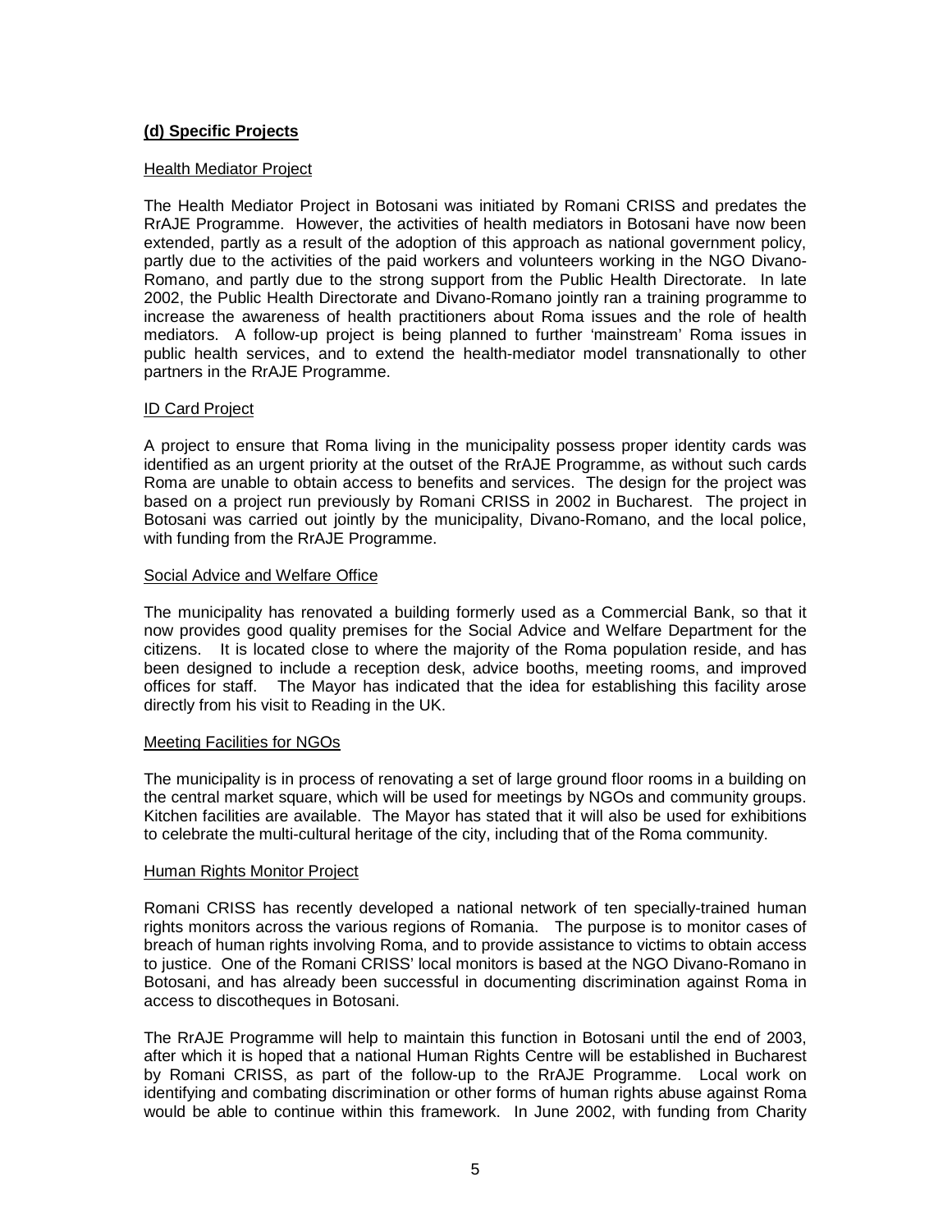### **(d) Specific Projects**

Health Mediator Project

The Health Mediator Project in Botosani was initiated by Romani CRISS and predates the RrAJE Programme. However, the activities of health mediators in Botosani have now been extended, partly as a result of the adoption of this approach as national government policy, partly due to the activities of the paid workers and volunteers working in the NGO Divano-Romano, and partly due to the strong support from the Public Health Directorate. In late 2002, the Public Health Directorate and Divano-Romano jointly ran a training programme to increase the awareness of health practitioners about Roma issues and the role of health mediators. A follow-up project is being planned to further 'mainstream' Roma issues in public health services, and to extend the health-mediator model transnationally to other partners in the RrAJE Programme.

ID Card Project

A project to ensure that Roma living in the municipality possess proper identity cards was identified as an urgent priority at the outset of the RrAJE Programme, as without such cards Roma are unable to obtain access to benefits and services. The design for the project was based on a project run previously by Romani CRISS in 2002 in Bucharest. The project in Botosani was carried out jointly by the municipality, Divano-Romano, and the local police, with funding from the RrAJE Programme.

Social Advice and Welfare Office

The municipality has renovated a building formerly used as a Commercial Bank, so that it now provides good quality premises for the Social Advice and Welfare Department for the citizens. It is located close to where the majority of the Roma population reside, and has been designed to include a reception desk, advice booths, meeting rooms, and improved offices for staff. The Mayor has indicated that the idea for establishing this facility arose directly from his visit to Reading in the UK.

Meeting Facilities for NGOs

The municipality is in process of renovating a set of large ground floor rooms in a building on the central market square, which will be used for meetings by NGOs and community groups. Kitchen facilities are available. The Mayor has stated that it will also be used for exhibitions to celebrate the multi-cultural heritage of the city, including that of the Roma community.

Human Rights Monitor Project

Romani CRISS has recently developed a national network of ten specially-trained human rights monitors across the various regions of Romania. The purpose is to monitor cases of breach of human rights involving Roma, and to provide assistance to victims to obtain access to justice. One of the Romani CRISS' local monitors is based at the NGO Divano-Romano in Botosani, and has already been successful in documenting discrimination against Roma in access to discotheques in Botosani.

The RrAJE Programme will help to maintain this function in Botosani until the end of 2003, after which it is hoped that a national Human Rights Centre will be established in Bucharest by Romani CRISS, as part of the follow-up to the RrAJE Programme. Local work on identifying and combating discrimination or other forms of human rights abuse against Roma would be able to continue within this framework. In June 2002, with funding from Charity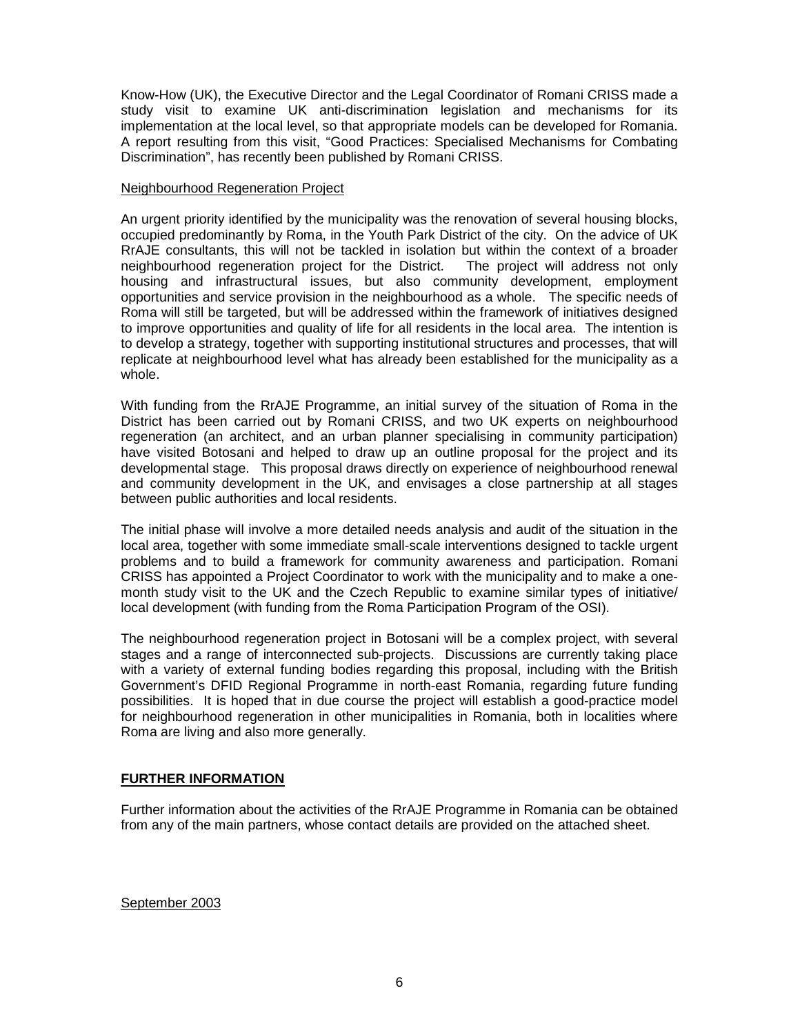Know-How (UK), the Executive Director and the Legal Coordinator of Romani CRISS made a study visit to examine UK anti-discrimination legislation and mechanisms for its implementation at the local level, so that appropriate models can be developed for Romania. A report resulting from this visit, "Good Practices: Specialised Mechanisms for Combating Discrimination", has recently been published by Romani CRISS.

Neighbourhood Regeneration Project

An urgent priority identified by the municipality was the renovation of several housing blocks, occupied predominantly by Roma, in the Youth Park District of the city. On the advice of UK RrAJE consultants, this will not be tackled in isolation but within the context of a broader neighbourhood regeneration project for the District. The project will address not only housing and infrastructural issues, but also community development, employment opportunities and service provision in the neighbourhood as a whole. The specific needs of Roma will still be targeted, but will be addressed within the framework of initiatives designed to improve opportunities and quality of life for all residents in the local area. The intention is to develop a strategy, together with supporting institutional structures and processes, that will replicate at neighbourhood level what has already been established for the municipality as a whole.

With funding from the RrAJE Programme, an initial survey of the situation of Roma in the District has been carried out by Romani CRISS, and two UK experts on neighbourhood regeneration (an architect, and an urban planner specialising in community participation) have visited Botosani and helped to draw up an outline proposal for the project and its developmental stage. This proposal draws directly on experience of neighbourhood renewal and community development in the UK, and envisages a close partnership at all stages between public authorities and local residents.

The initial phase will involve a more detailed needs analysis and audit of the situation in the local area, together with some immediate small-scale interventions designed to tackle urgent problems and to build a framework for community awareness and participation. Romani CRISS has appointed a Project Coordinator to work with the municipality and to make a one-month study visit to the UK and the Czech Republic to examine similar types of initiative/ local development (with funding from the Roma Participation Program of the OSI).

The neighbourhood regeneration project in Botosani will be a complex project, with several stages and a range of interconnected sub-projects. Discussions are currently taking place with a variety of external funding bodies regarding this proposal, including with the British Government's DFID Regional Programme in north-east Romania, regarding future funding possibilities. It is hoped that in due course the project will establish a good-practice model for neighbourhood regeneration in other municipalities in Romania, both in localities where Roma are living and also more generally.

## FURTHER INFORMATION

Further information about the activities of the RrAJE Programme in Romania can be obtained from any of the main partners, whose contact details are provided on the attached sheet.

September 2003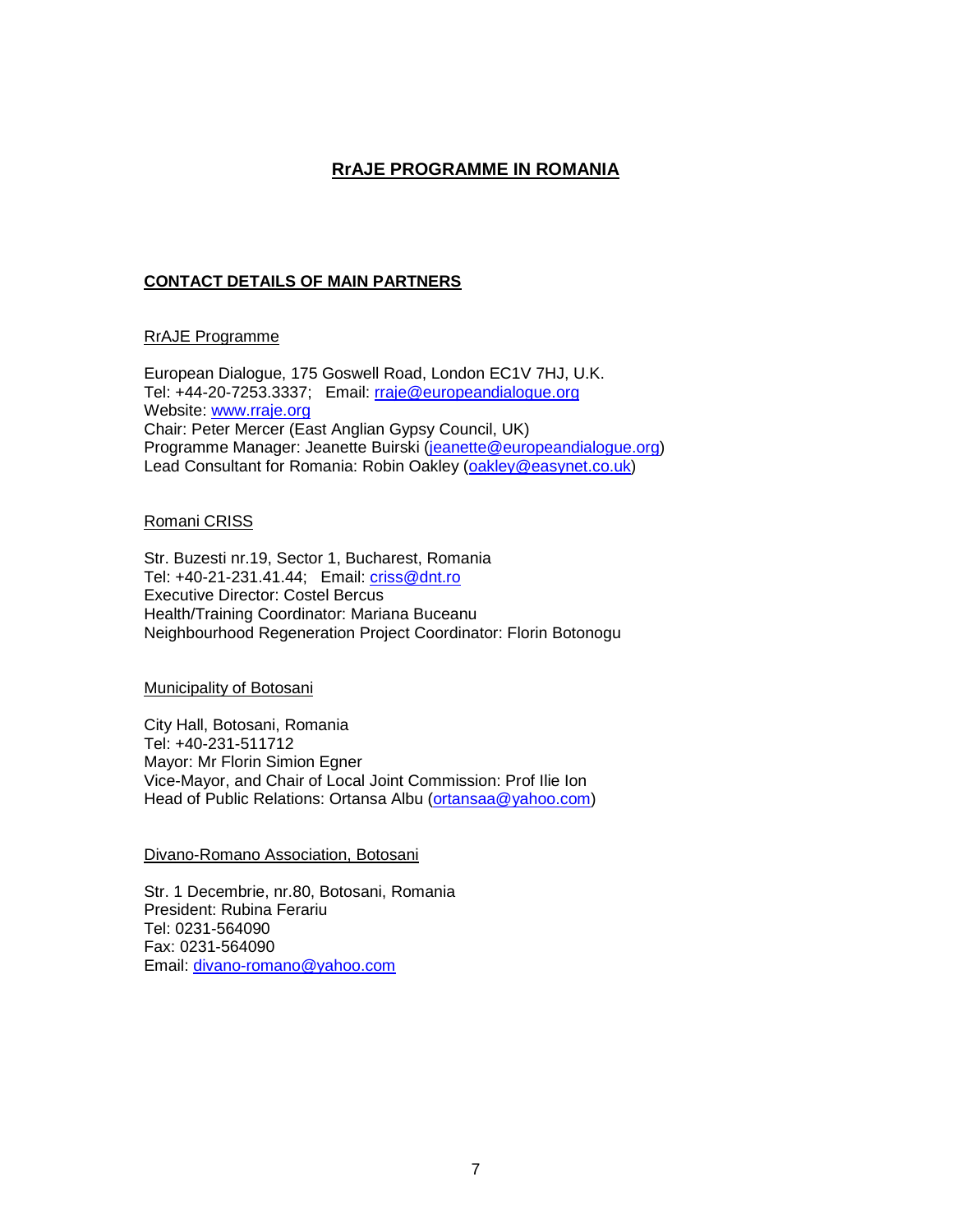# RrAJE PROGRAMME IN ROMANIA

## CONTACT DETAILS OF MAIN PARTNERS

### RrAJE Programme

European Dialogue, 175 Goswell Road, London EC1V 7HJ, U.K.
Tel: +44-20-7253.3337; Email: rraje@europeandialogue.org
Website: www.rraje.org
Chair: Peter Mercer (East Anglian Gypsy Council, UK)
Programme Manager: Jeanette Buirski (jeanette@europeandialogue.org)
Lead Consultant for Romania: Robin Oakley (oakley@easynet.co.uk)

### Romani CRISS

Str. Buzesti nr.19, Sector 1, Bucharest, Romania
Tel: +40-21-231.41.44; Email: criss@dnt.ro
Executive Director: Costel Bercus
Health/Training Coordinator: Mariana Buceanu
Neighbourhood Regeneration Project Coordinator: Florin Botonogu

### Municipality of Botosani

City Hall, Botosani, Romania
Tel: +40-231-511712
Mayor: Mr Florin Simion Egner
Vice-Mayor, and Chair of Local Joint Commission: Prof Ilie Ion
Head of Public Relations: Ortansa Albu (ortansaa@yahoo.com)

### Divano-Romano Association, Botosani

Str. 1 Decembrie, nr.80, Botosani, Romania
President: Rubina Ferariu
Tel: 0231-564090
Fax: 0231-564090
Email: divano-romano@yahoo.com